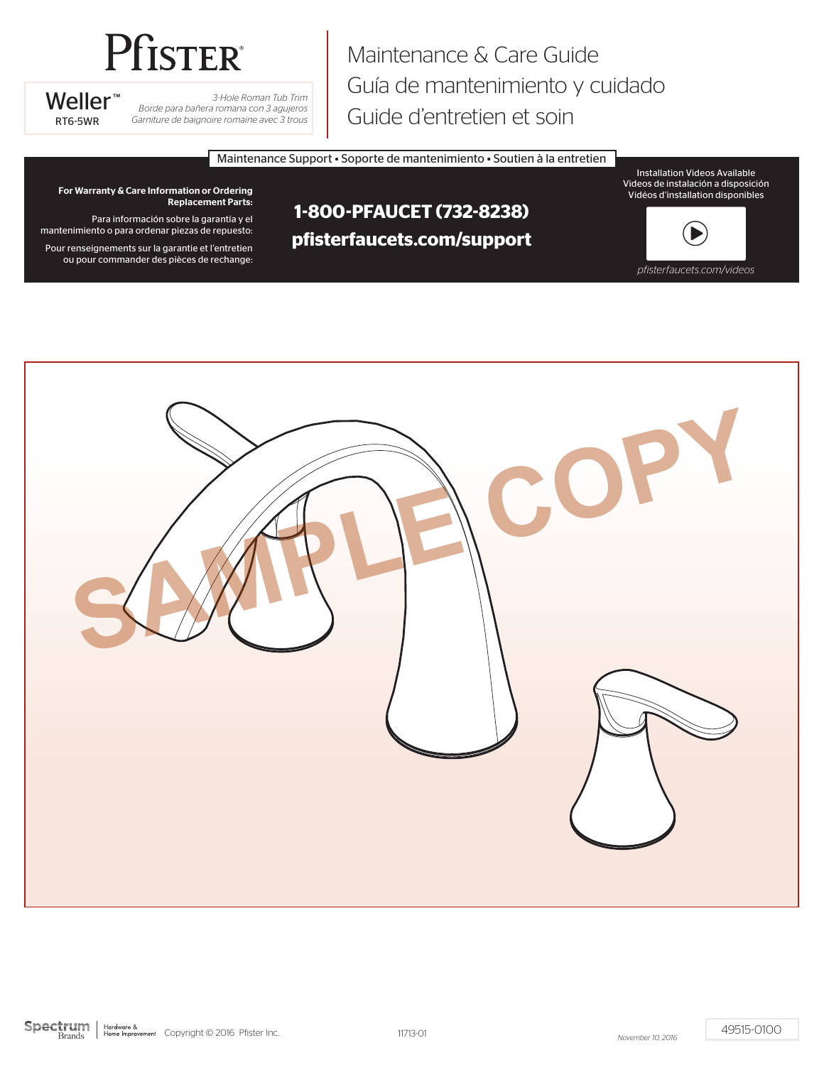# Pfister

**Weller™**
RT6-5WR

*3-Hole Roman Tub Trim*
*Borde para bañera romana con 3 agujeros*
*Garniture de baignoire romaine avec 3 trous*

# Maintenance & Care Guide
# Guía de mantenimiento y cuidado
# Guide d'entretien et soin

## Maintenance Support • Soporte de mantenimiento • Soutien à la entretien

**For Warranty & Care Information or Ordering Replacement Parts:**

Para información sobre la garantía y el mantenimiento o para ordenar piezas de repuesto:

Pour renseignements sur la garantie et l'entretien ou pour commander des pièces de rechange:

**1-800-PFAUCET (732-8238)**
**pfisterfaucets.com/support**

Installation Videos Available
Videos de instalación a disposición
Vidéos d'installation disponibles

*pfisterfaucets.com/videos*

SAMPLE COPY

Spectrum Brands | Hardware & Home Improvement Copyright © 2016 Pfister Inc.

11713-01

*November 10, 2016*

49515-0100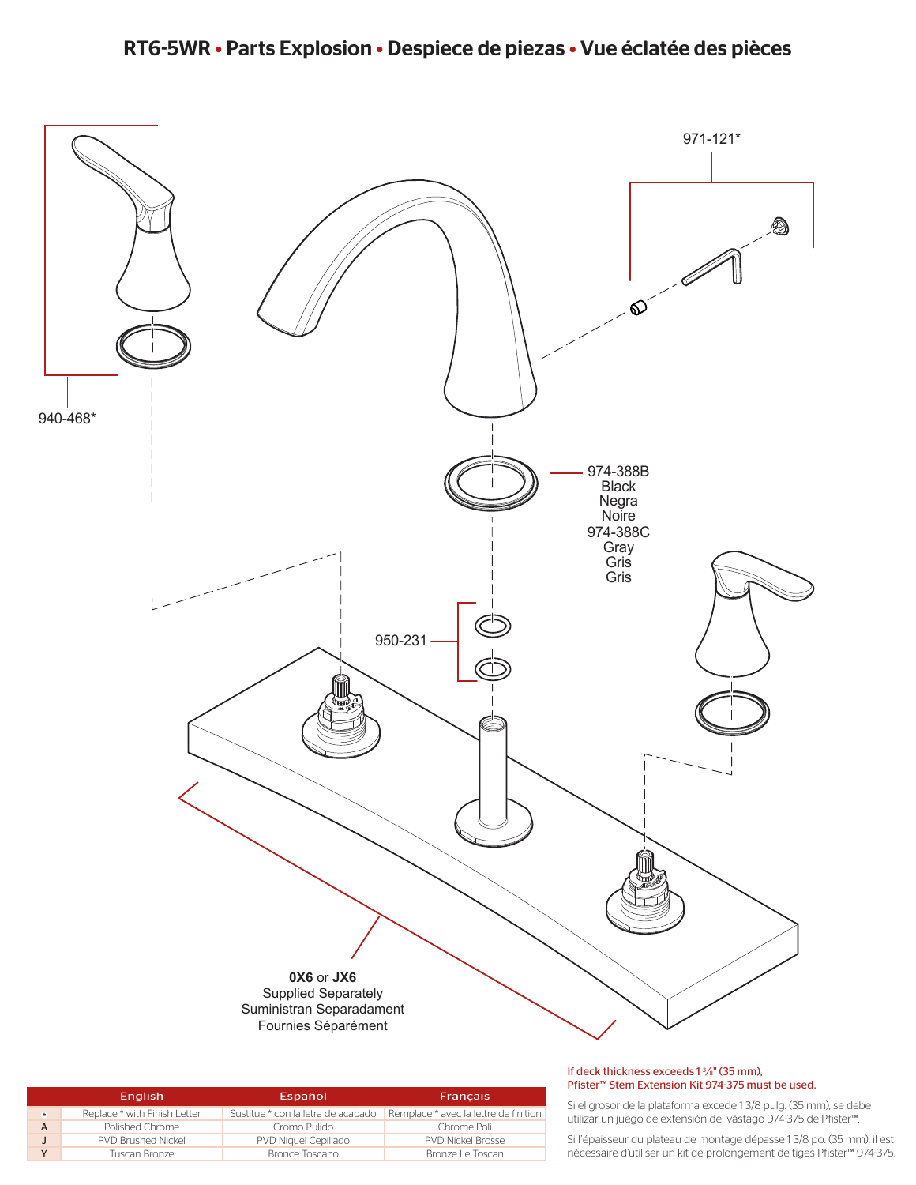# RT6-5WR • Parts Explosion • Despiece de piezas • Vue éclatée des pièces

971-121*

940-468*

974-388B
Black
Negra
Noire
974-388C
Gray
Gris
Gris

950-231

**0X6** or **JX6**
Supplied Separately
Suministran Separadament
Fournies Séparément

| | English | Español | Français |
|---|---|---|---|
| * | Replace * with Finish Letter | Sustitue * con la letra de acabado | Remplace * avec la lettre de finition |
| A | Polished Chrome | Cromo Pulido | Chrome Poli |
| J | PVD Brushed Nickel | PVD Niquel Cepillado | PVD Nickel Brosse |
| Y | Tuscan Bronze | Bronce Toscano | Bronze Le Toscan |

If deck thickness exceeds 1 3/8" (35 mm), Pfister™ Stem Extension Kit 974-375 must be used.

Si el grosor de la plataforma excede 1 3/8 pulg. (35 mm), se debe utilizar un juego de extensión del vástago 974-375 de Pfister™.

Si l'épaisseur du plateau de montage dépasse 1 3/8 po. (35 mm), il est nécessaire d'utiliser un kit de prolongement de tiges Pfister™ 974-375.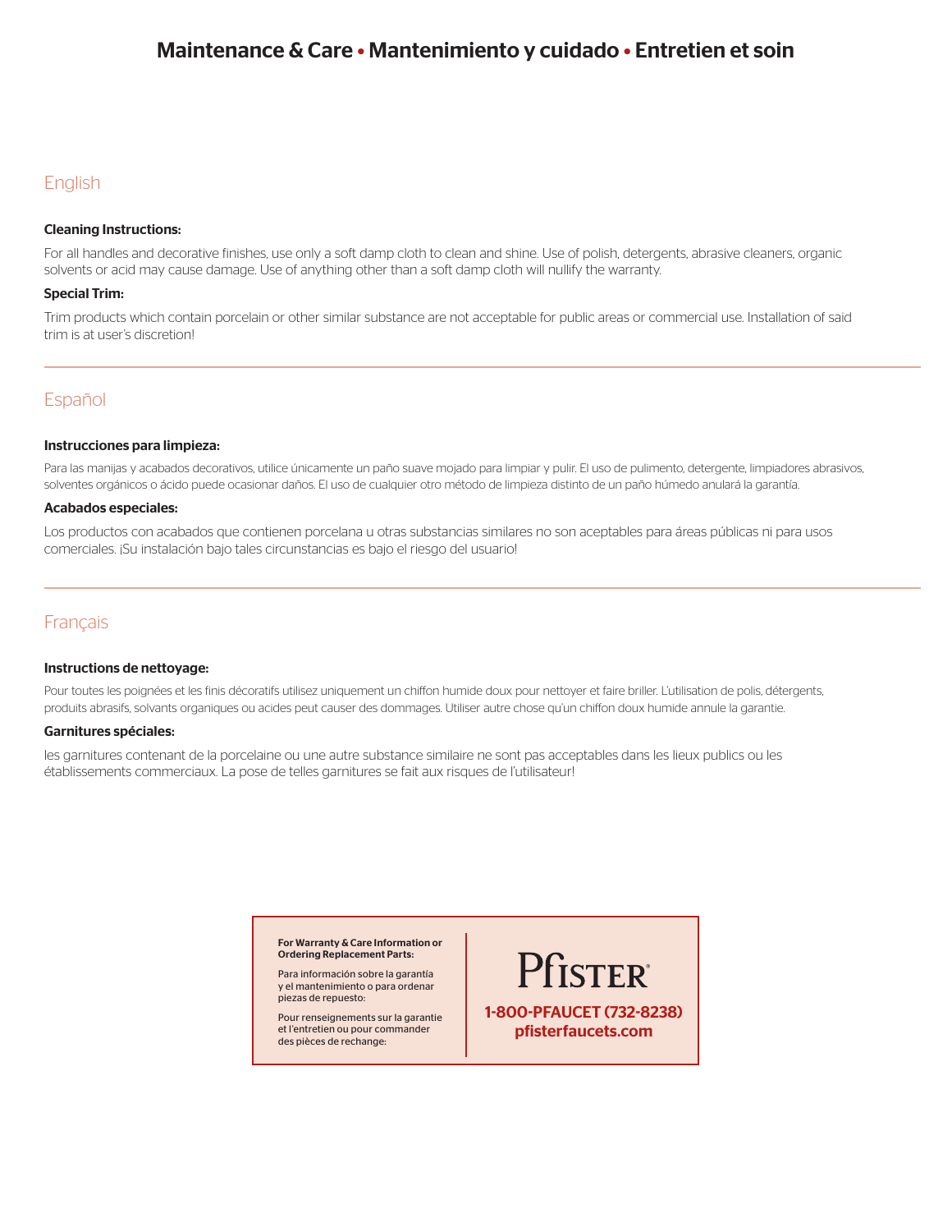# Maintenance & Care • Mantenimiento y cuidado • Entretien et soin

## English

**Cleaning Instructions:**

For all handles and decorative finishes, use only a soft damp cloth to clean and shine. Use of polish, detergents, abrasive cleaners, organic solvents or acid may cause damage. Use of anything other than a soft damp cloth will nullify the warranty.

**Special Trim:**

Trim products which contain porcelain or other similar substance are not acceptable for public areas or commercial use. Installation of said trim is at user's discretion!

## Español

**Instrucciones para limpieza:**

Para las manijas y acabados decorativos, utilice únicamente un paño suave mojado para limpiar y pulir. El uso de pulimento, detergente, limpiadores abrasivos, solventes orgánicos o ácido puede ocasionar daños. El uso de cualquier otro método de limpieza distinto de un paño húmedo anulará la garantía.

**Acabados especiales:**

Los productos con acabados que contienen porcelana u otras substancias similares no son aceptables para áreas públicas ni para usos comerciales. ¡Su instalación bajo tales circunstancias es bajo el riesgo del usuario!

## Français

**Instructions de nettoyage:**

Pour toutes les poignées et les finis décoratifs utilisez uniquement un chiffon humide doux pour nettoyer et faire briller. L'utilisation de polis, détergents, produits abrasifs, solvants organiques ou acides peut causer des dommages. Utiliser autre chose qu'un chiffon doux humide annule la garantie.

**Garnitures spéciales:**

les garnitures contenant de la porcelaine ou une autre substance similaire ne sont pas acceptables dans les lieux publics ou les établissements commerciaux. La pose de telles garnitures se fait aux risques de l'utilisateur!

---

**For Warranty & Care Information or Ordering Replacement Parts:**

Para información sobre la garantía y el mantenimiento o para ordenar piezas de repuesto:

Pour renseignements sur la garantie et l'entretien ou pour commander des pièces de rechange:

PFISTER®

**1-800-PFAUCET (732-8238)**
**pfisterfaucets.com**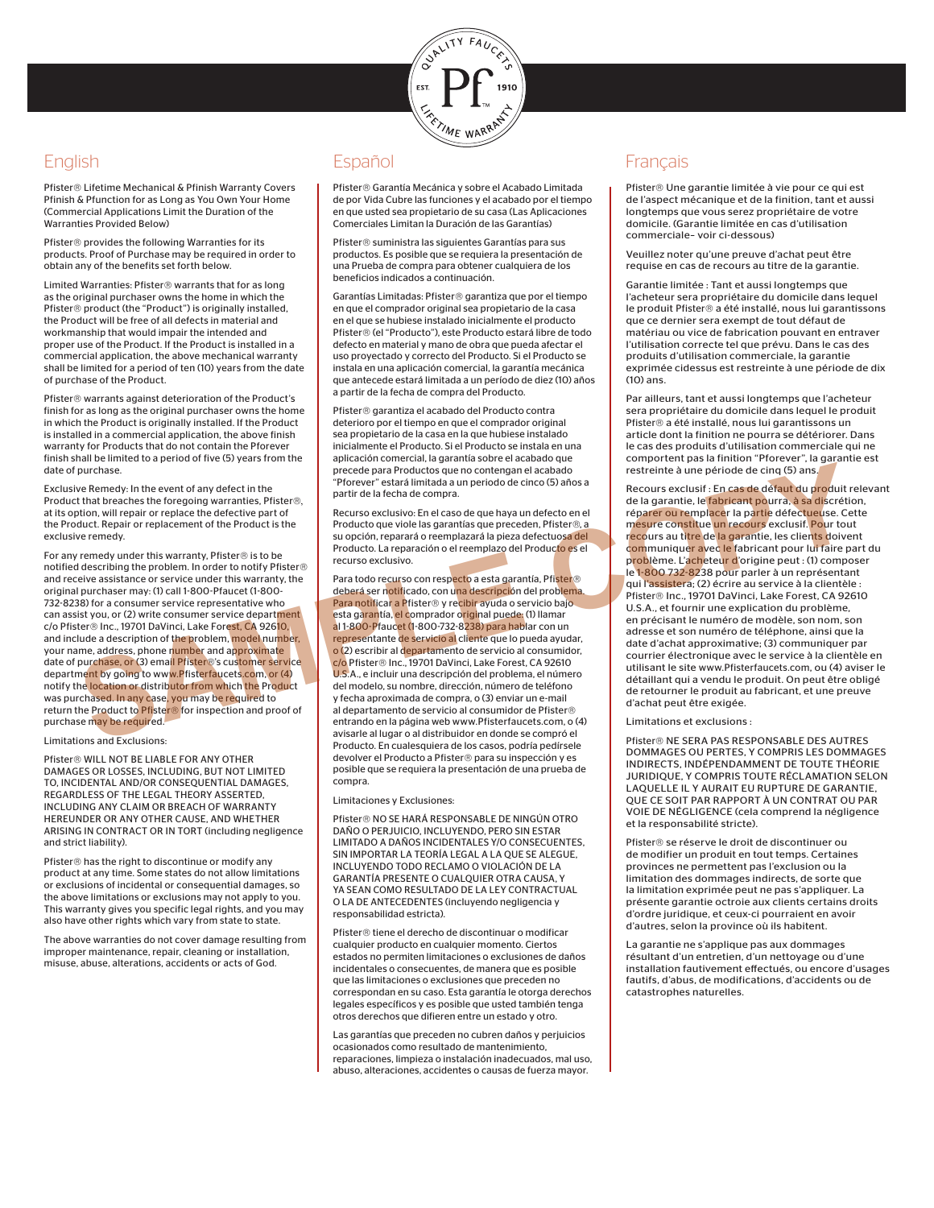# English

Pfister® Lifetime Mechanical & Pfinish Warranty Covers Pfinish & Pfunction for as Long as You Own Your Home (Commercial Applications Limit the Duration of the Warranties Provided Below)

Pfister® provides the following Warranties for its products. Proof of Purchase may be required in order to obtain any of the benefits set forth below.

Limited Warranties: Pfister® warrants that for as long as the original purchaser owns the home in which the Pfister® product (the "Product") is originally installed, the Product will be free of all defects in material and workmanship that would impair the intended and proper use of the Product. If the Product is installed in a commercial application, the above mechanical warranty shall be limited for a period of ten (10) years from the date of purchase of the Product.

Pfister® warrants against deterioration of the Product's finish for as long as the original purchaser owns the home in which the Product is originally installed. If the Product is installed in a commercial application, the above finish warranty for Products that do not contain the Pforever finish shall be limited to a period of five (5) years from the date of purchase.

Exclusive Remedy: In the event of any defect in the Product that breaches the foregoing warranties, Pfister®, at its option, will repair or replace the defective part of the Product. Repair or replacement of the Product is the exclusive remedy.

For any remedy under this warranty, Pfister® is to be notified describing the problem. In order to notify Pfister® and receive assistance or service under this warranty, the original purchaser may: (1) call 1-800-Pfaucet (1-800-732-8238) for a consumer service representative who can assist you, or (2) write consumer service department c/o Pfister® Inc., 19701 DaVinci, Lake Forest, CA 92610, and include a description of the problem, model number, your name, address, phone number and approximate date of purchase, or (3) email Pfister®'s customer service department by going to www.Pfisterfaucets.com, or (4) notify the location or distributor from which the Product was purchased. In any case, you may be required to return the Product to Pfister® for inspection and proof of purchase may be required.

Limitations and Exclusions:

Pfister® WILL NOT BE LIABLE FOR ANY OTHER DAMAGES OR LOSSES, INCLUDING, BUT NOT LIMITED TO, INCIDENTAL AND/OR CONSEQUENTIAL DAMAGES, REGARDLESS OF THE LEGAL THEORY ASSERTED, INCLUDING ANY CLAIM OR BREACH OF WARRANTY HEREUNDER OR ANY OTHER CAUSE, AND WHETHER ARISING IN CONTRACT OR IN TORT (including negligence and strict liability).

Pfister® has the right to discontinue or modify any product at any time. Some states do not allow limitations or exclusions of incidental or consequential damages, so the above limitations or exclusions may not apply to you. This warranty gives you specific legal rights, and you may also have other rights which vary from state to state.

The above warranties do not cover damage resulting from improper maintenance, repair, cleaning or installation, misuse, abuse, alterations, accidents or acts of God.

# Español

Pfister® Garantía Mecánica y sobre el Acabado Limitada de por Vida Cubre las funciones y el acabado por el tiempo en que usted sea propietario de su casa (Las Aplicaciones Comerciales Limitan la Duración de las Garantías)

Pfister® suministra las siguientes Garantías para sus productos. Es posible que se requiera la presentación de una Prueba de compra para obtener cualquiera de los beneficios indicados a continuación.

Garantías Limitadas: Pfister® garantiza que por el tiempo en que el comprador original sea propietario de la casa en el que se hubiese instalado inicialmente el producto Pfister® (el "Producto"), este Producto estará libre de todo defecto en material y mano de obra que pueda afectar el uso proyectado y correcto del Producto. Si el Producto se instala en una aplicación comercial, la garantía mecánica que antecede estará limitada a un período de diez (10) años a partir de la fecha de compra del Producto.

Pfister® garantiza el acabado del Producto contra deterioro por el tiempo en que el comprador original sea propietario de la casa en la que hubiese instalado inicialmente el Producto. Si el Producto se instala en una aplicación comercial, la garantía sobre el acabado que precede para Productos que no contengan el acabado "Pforever" estará limitada a un periodo de cinco (5) años a partir de la fecha de compra.

Recurso exclusivo: En el caso de que haya un defecto en el Producto que viole las garantías que preceden, Pfister®, a su opción, reparará o reemplazará la pieza defectuosa del Producto. La reparación o el reemplazo del Producto es el recurso exclusivo.

Para todo recurso con respecto a esta garantía, Pfister® deberá ser notificado, con una descripción del problema. Para notificar a Pfister® y recibir ayuda o servicio bajo esta garantía, el comprador original puede: (1) llamar al 1-800-Pfaucet (1-800-732-8238) para hablar con un representante de servicio al cliente que lo pueda ayudar, o (2) escribir al departamento de servicio al consumidor, c/o Pfister® Inc., 19701 DaVinci, Lake Forest, CA 92610 U.S.A., e incluir una descripción del problema, el número del modelo, su nombre, dirección, número de teléfono y fecha aproximada de compra, o (3) enviar un e-mail al departamento de servicio al consumidor de Pfister® entrando en la página web www.Pfisterfaucets.com, o (4) avisarle al lugar o al distribuidor en donde se compró el Producto. En cualesquiera de los casos, podría pedírsele devolver el Producto a Pfister® para su inspección y es posible que se requiera la presentación de una prueba de compra.

Limitaciones y Exclusiones:

Pfister® NO SE HARÁ RESPONSABLE DE NINGÚN OTRO DAÑO O PERJUICIO, INCLUYENDO, PERO SIN ESTAR LIMITADO A DAÑOS INCIDENTALES Y/O CONSECUENTES, SIN IMPORTAR LA TEORÍA LEGAL A LA QUE SE ALEGUE, INCLUYENDO TODO RECLAMO O VIOLACIÓN DE LA GARANTÍA PRESENTE O CUALQUIER OTRA CAUSA, Y YA SEAN COMO RESULTADO DE LA LEY CONTRACTUAL O LA DE ANTECEDENTES (incluyendo negligencia y responsabilidad estricta).

Pfister® tiene el derecho de discontinuar o modificar cualquier producto en cualquier momento. Ciertos estados no permiten limitaciones o exclusiones de daños incidentales o consecuentes, de manera que es posible que las limitaciones o exclusiones que preceden no correspondan en su caso. Esta garantía le otorga derechos legales específicos y es posible que usted también tenga otros derechos que difieren entre un estado y otro.

Las garantías que preceden no cubren daños y perjuicios ocasionados como resultado de mantenimiento, reparaciones, limpieza o instalación inadecuados, mal uso, abuso, alteraciones, accidentes o causas de fuerza mayor.

# Français

Pfister® Une garantie limitée à vie pour ce qui est de l'aspect mécanique et de la finition, tant et aussi longtemps que vous serez propriétaire de votre domicile. (Garantie limitée en cas d'utilisation commerciale– voir ci-dessous)

Veuillez noter qu'une preuve d'achat peut être requise en cas de recours au titre de la garantie.

Garantie limitée : Tant et aussi longtemps que l'acheteur sera propriétaire du domicile dans lequel le produit Pfister® a été installé, nous lui garantissons que ce dernier sera exempt de tout défaut de matériau ou vice de fabrication pouvant en entraver l'utilisation correcte tel que prévu. Dans le cas des produits d'utilisation commerciale, la garantie exprimée cidessus est restreinte à une période de dix (10) ans.

Par ailleurs, tant et aussi longtemps que l'acheteur sera propriétaire du domicile dans lequel le produit Pfister® a été installé, nous lui garantissons un article dont la finition ne pourra se détériorer. Dans le cas des produits d'utilisation commerciale qui ne comportent pas la finition "Pforever", la garantie est restreinte à une période de cinq (5) ans.

Recours exclusif : En cas de défaut du produit relevant de la garantie, le fabricant pourra, à sa discrétion, réparer ou remplacer la partie défectueuse. Cette mesure constitue un recours exclusif. Pour tout recours au titre de la garantie, les clients doivent communiquer avec le fabricant pour lui faire part du problème. L'acheteur d'origine peut : (1) composer le 1-800 732-8238 pour parler à un représentant qui l'assistera; (2) écrire au service à la clientèle : Pfister® Inc., 19701 DaVinci, Lake Forest, CA 92610 U.S.A., et fournir une explication du problème, en précisant le numéro de modèle, son nom, son adresse et son numéro de téléphone, ainsi que la date d'achat approximative; (3) communiquer par courrier électronique avec le service à la clientèle en utilisant le site www.Pfisterfaucets.com, ou (4) aviser le détaillant qui a vendu le produit. On peut être obligé de retourner le produit au fabricant, et une preuve d'achat peut être exigée.

Limitations et exclusions :

Pfister® NE SERA PAS RESPONSABLE DES AUTRES DOMMAGES OU PERTES, Y COMPRIS LES DOMMAGES INDIRECTS, INDÉPENDAMMENT DE TOUTE THÉORIE JURIDIQUE, Y COMPRIS TOUTE RÉCLAMATION SELON LAQUELLE IL Y AURAIT EU RUPTURE DE GARANTIE, QUE CE SOIT PAR RAPPORT À UN CONTRAT OU PAR VOIE DE NÉGLIGENCE (cela comprend la négligence et la responsabilité stricte).

Pfister® se réserve le droit de discontinuer ou de modifier un produit en tout temps. Certaines provinces ne permettent pas l'exclusion ou la limitation des dommages indirects, de sorte que la limitation exprimée peut ne pas s'appliquer. La présente garantie octroie aux clients certains droits d'ordre juridique, et ceux-ci pourraient en avoir d'autres, selon la province où ils habitent.

La garantie ne s'applique pas aux dommages résultant d'un entretien, d'un nettoyage ou d'une installation fautivement effectués, ou encore d'usages fautifs, d'abus, de modifications, d'accidents ou de catastrophes naturelles.